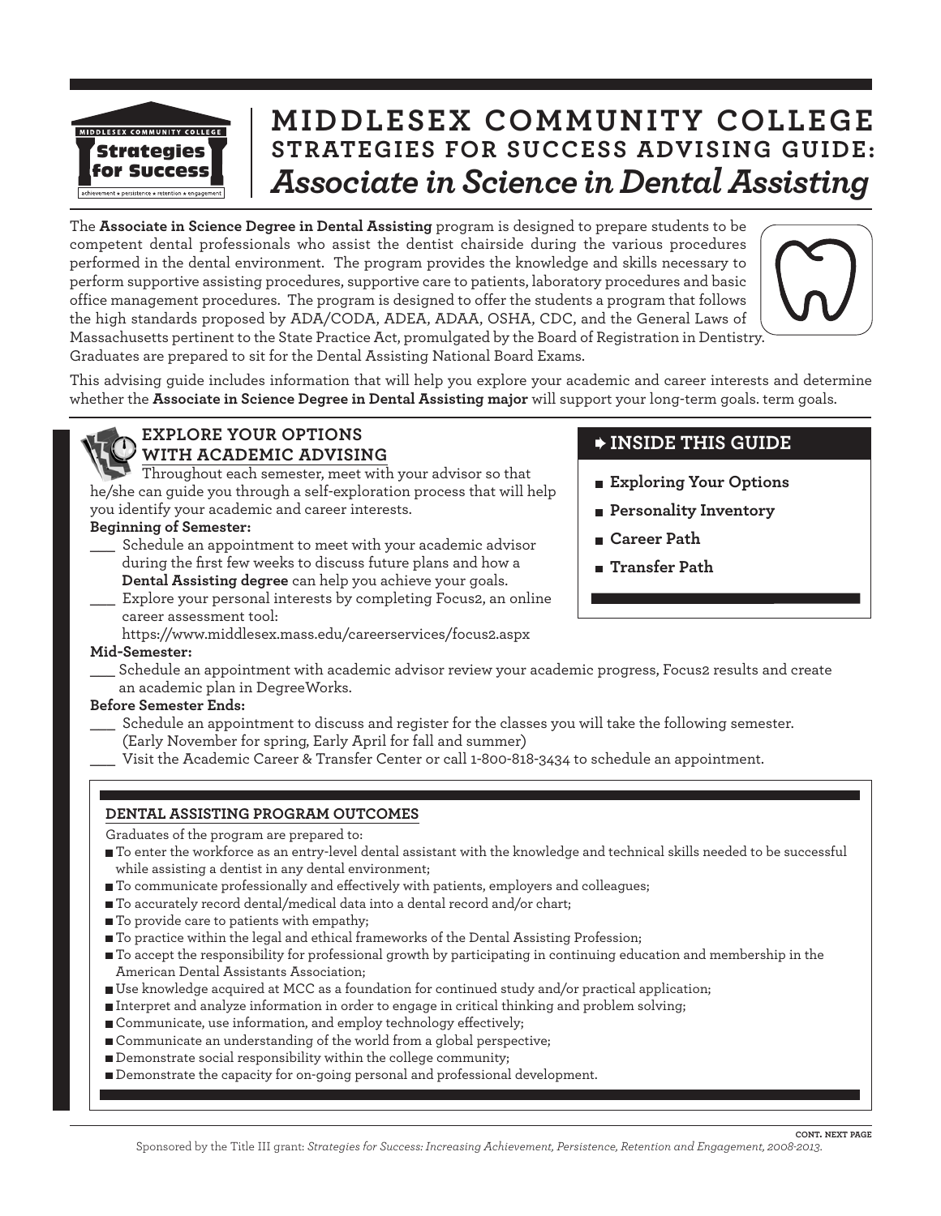# MIDDLESEX COMMUNITY COLLEGE
## STRATEGIES FOR SUCCESS ADVISING GUIDE:
## *Associate in Science in Dental Assisting*

The **Associate in Science Degree in Dental Assisting** program is designed to prepare students to be competent dental professionals who assist the dentist chairside during the various procedures performed in the dental environment. The program provides the knowledge and skills necessary to perform supportive assisting procedures, supportive care to patients, laboratory procedures and basic office management procedures. The program is designed to offer the students a program that follows the high standards proposed by ADA/CODA, ADEA, ADAA, OSHA, CDC, and the General Laws of Massachusetts pertinent to the State Practice Act, promulgated by the Board of Registration in Dentistry. Graduates are prepared to sit for the Dental Assisting National Board Exams.

This advising guide includes information that will help you explore your academic and career interests and determine whether the **Associate in Science Degree in Dental Assisting major** will support your long-term goals. term goals.

### INSIDE THIS GUIDE

- **Exploring Your Options**
- **Personality Inventory**
- **Career Path**
- **Transfer Path**

### EXPLORE YOUR OPTIONS WITH ACADEMIC ADVISING

Throughout each semester, meet with your advisor so that he/she can guide you through a self-exploration process that will help you identify your academic and career interests.

**Beginning of Semester:**

___ Schedule an appointment to meet with your academic advisor during the first few weeks to discuss future plans and how a **Dental Assisting degree** can help you achieve your goals.

___ Explore your personal interests by completing Focus2, an online career assessment tool: https://www.middlesex.mass.edu/careerservices/focus2.aspx

**Mid-Semester:**

___ Schedule an appointment with academic advisor review your academic progress, Focus2 results and create an academic plan in DegreeWorks.

**Before Semester Ends:**

___ Schedule an appointment to discuss and register for the classes you will take the following semester. (Early November for spring, Early April for fall and summer)

___ Visit the Academic Career & Transfer Center or call 1-800-818-3434 to schedule an appointment.

### DENTAL ASSISTING PROGRAM OUTCOMES

Graduates of the program are prepared to:

- To enter the workforce as an entry-level dental assistant with the knowledge and technical skills needed to be successful while assisting a dentist in any dental environment;
- To communicate professionally and effectively with patients, employers and colleagues;
- To accurately record dental/medical data into a dental record and/or chart;
- To provide care to patients with empathy;
- To practice within the legal and ethical frameworks of the Dental Assisting Profession;
- To accept the responsibility for professional growth by participating in continuing education and membership in the American Dental Assistants Association;
- Use knowledge acquired at MCC as a foundation for continued study and/or practical application;
- Interpret and analyze information in order to engage in critical thinking and problem solving;
- Communicate, use information, and employ technology effectively;
- Communicate an understanding of the world from a global perspective;
- Demonstrate social responsibility within the college community;
- Demonstrate the capacity for on-going personal and professional development.

CONT. NEXT PAGE

Sponsored by the Title III grant: *Strategies for Success: Increasing Achievement, Persistence, Retention and Engagement, 2008-2013.*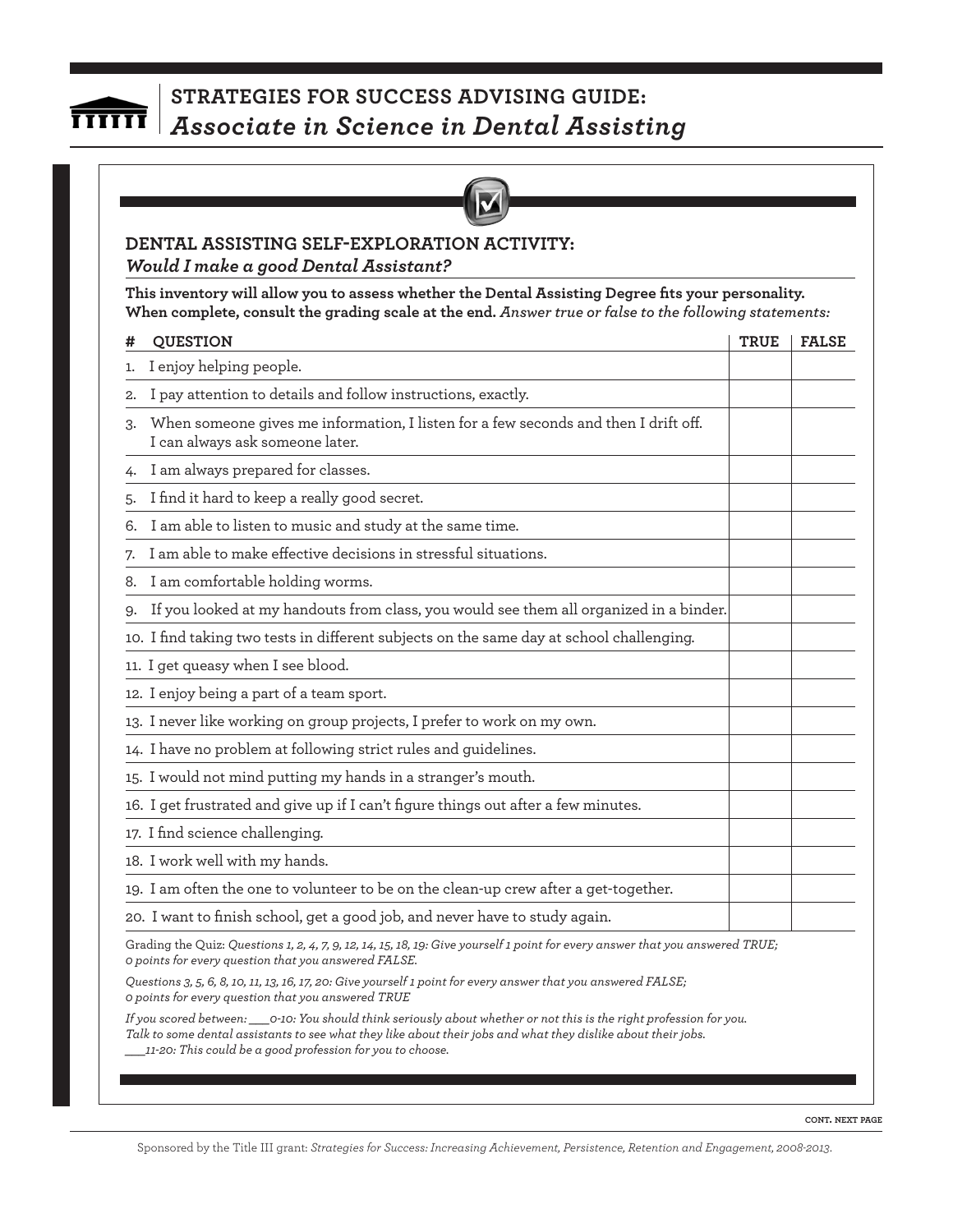## STRATEGIES FOR SUCCESS ADVISING GUIDE: *Associate in Science in Dental Assisting*

### DENTAL ASSISTING SELF-EXPLORATION ACTIVITY:
### *Would I make a good Dental Assistant?*

**This inventory will allow you to assess whether the Dental Assisting Degree fits your personality. When complete, consult the grading scale at the end.** *Answer true or false to the following statements:*

| # | QUESTION | TRUE | FALSE |
|---|---|---|---|
| 1. | I enjoy helping people. | | |
| 2. | I pay attention to details and follow instructions, exactly. | | |
| 3. | When someone gives me information, I listen for a few seconds and then I drift off. I can always ask someone later. | | |
| 4. | I am always prepared for classes. | | |
| 5. | I find it hard to keep a really good secret. | | |
| 6. | I am able to listen to music and study at the same time. | | |
| 7. | I am able to make effective decisions in stressful situations. | | |
| 8. | I am comfortable holding worms. | | |
| 9. | If you looked at my handouts from class, you would see them all organized in a binder. | | |
| 10. | I find taking two tests in different subjects on the same day at school challenging. | | |
| 11. | I get queasy when I see blood. | | |
| 12. | I enjoy being a part of a team sport. | | |
| 13. | I never like working on group projects, I prefer to work on my own. | | |
| 14. | I have no problem at following strict rules and guidelines. | | |
| 15. | I would not mind putting my hands in a stranger's mouth. | | |
| 16. | I get frustrated and give up if I can't figure things out after a few minutes. | | |
| 17. | I find science challenging. | | |
| 18. | I work well with my hands. | | |
| 19. | I am often the one to volunteer to be on the clean-up crew after a get-together. | | |
| 20. | I want to finish school, get a good job, and never have to study again. | | |

Grading the Quiz: *Questions 1, 2, 4, 7, 9, 12, 14, 15, 18, 19: Give yourself 1 point for every answer that you answered TRUE; 0 points for every question that you answered FALSE.*

*Questions 3, 5, 6, 8, 10, 11, 13, 16, 17, 20: Give yourself 1 point for every answer that you answered FALSE; 0 points for every question that you answered TRUE*

*If you scored between: ___0-10: You should think seriously about whether or not this is the right profession for you. Talk to some dental assistants to see what they like about their jobs and what they dislike about their jobs.*
*___11-20: This could be a good profession for you to choose.*

CONT. NEXT PAGE

Sponsored by the Title III grant: *Strategies for Success: Increasing Achievement, Persistence, Retention and Engagement, 2008-2013.*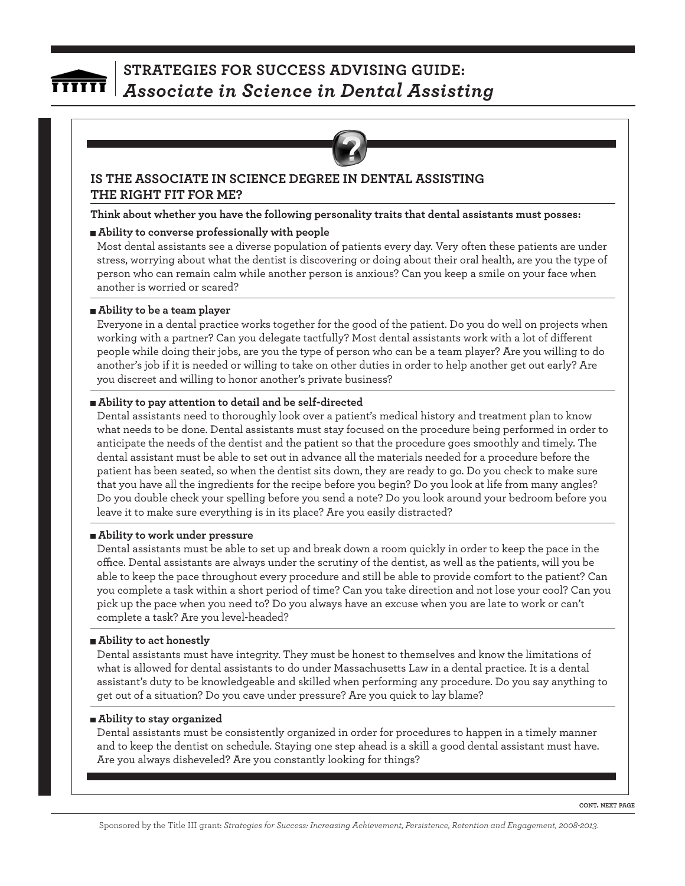## STRATEGIES FOR SUCCESS ADVISING GUIDE: *Associate in Science in Dental Assisting*

### IS THE ASSOCIATE IN SCIENCE DEGREE IN DENTAL ASSISTING THE RIGHT FIT FOR ME?

**Think about whether you have the following personality traits that dental assistants must posses:**

- **Ability to converse professionally with people**

  Most dental assistants see a diverse population of patients every day. Very often these patients are under stress, worrying about what the dentist is discovering or doing about their oral health, are you the type of person who can remain calm while another person is anxious? Can you keep a smile on your face when another is worried or scared?

- **Ability to be a team player**

  Everyone in a dental practice works together for the good of the patient. Do you do well on projects when working with a partner? Can you delegate tactfully? Most dental assistants work with a lot of different people while doing their jobs, are you the type of person who can be a team player? Are you willing to do another's job if it is needed or willing to take on other duties in order to help another get out early? Are you discreet and willing to honor another's private business?

- **Ability to pay attention to detail and be self-directed**

  Dental assistants need to thoroughly look over a patient's medical history and treatment plan to know what needs to be done. Dental assistants must stay focused on the procedure being performed in order to anticipate the needs of the dentist and the patient so that the procedure goes smoothly and timely. The dental assistant must be able to set out in advance all the materials needed for a procedure before the patient has been seated, so when the dentist sits down, they are ready to go. Do you check to make sure that you have all the ingredients for the recipe before you begin? Do you look at life from many angles? Do you double check your spelling before you send a note? Do you look around your bedroom before you leave it to make sure everything is in its place? Are you easily distracted?

- **Ability to work under pressure**

  Dental assistants must be able to set up and break down a room quickly in order to keep the pace in the office. Dental assistants are always under the scrutiny of the dentist, as well as the patients, will you be able to keep the pace throughout every procedure and still be able to provide comfort to the patient? Can you complete a task within a short period of time? Can you take direction and not lose your cool? Can you pick up the pace when you need to? Do you always have an excuse when you are late to work or can't complete a task? Are you level-headed?

- **Ability to act honestly**

  Dental assistants must have integrity. They must be honest to themselves and know the limitations of what is allowed for dental assistants to do under Massachusetts Law in a dental practice. It is a dental assistant's duty to be knowledgeable and skilled when performing any procedure. Do you say anything to get out of a situation? Do you cave under pressure? Are you quick to lay blame?

- **Ability to stay organized**

  Dental assistants must be consistently organized in order for procedures to happen in a timely manner and to keep the dentist on schedule. Staying one step ahead is a skill a good dental assistant must have. Are you always disheveled? Are you constantly looking for things?

CONT. NEXT PAGE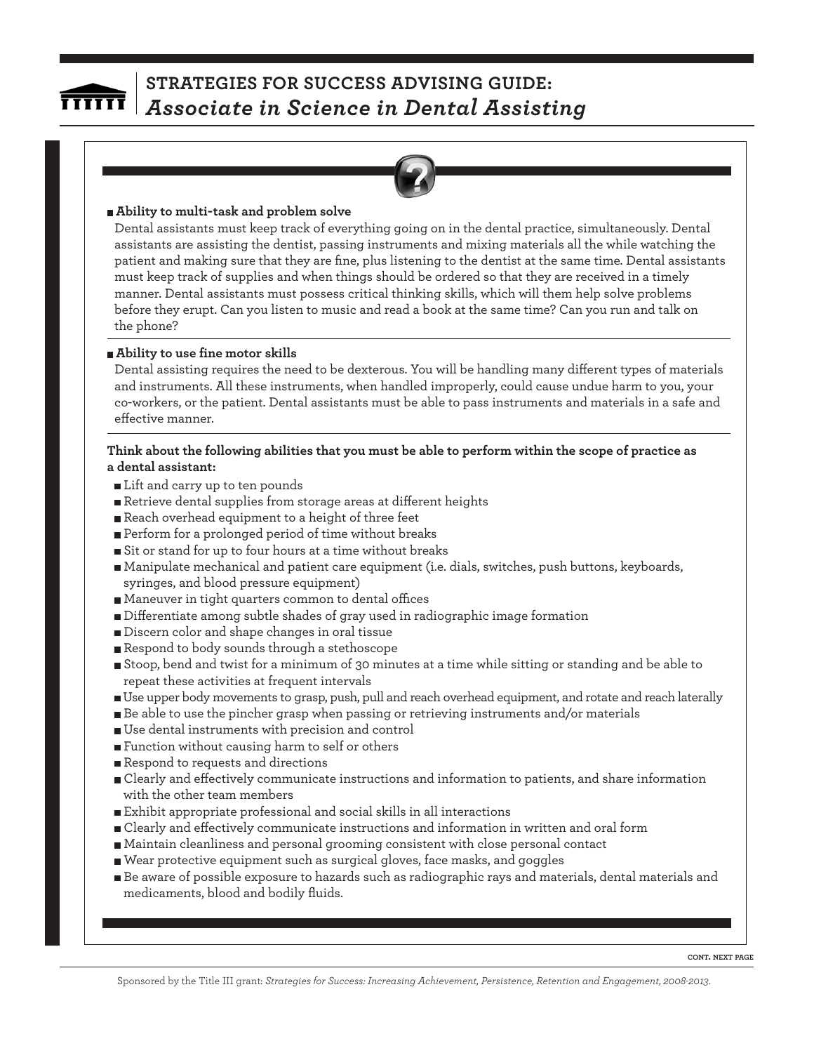- **Ability to multi-task and problem solve**

  Dental assistants must keep track of everything going on in the dental practice, simultaneously. Dental assistants are assisting the dentist, passing instruments and mixing materials all the while watching the patient and making sure that they are fine, plus listening to the dentist at the same time. Dental assistants must keep track of supplies and when things should be ordered so that they are received in a timely manner. Dental assistants must possess critical thinking skills, which will them help solve problems before they erupt. Can you listen to music and read a book at the same time? Can you run and talk on the phone?

- **Ability to use fine motor skills**

  Dental assisting requires the need to be dexterous. You will be handling many different types of materials and instruments. All these instruments, when handled improperly, could cause undue harm to you, your co-workers, or the patient. Dental assistants must be able to pass instruments and materials in a safe and effective manner.

**Think about the following abilities that you must be able to perform within the scope of practice as a dental assistant:**

- Lift and carry up to ten pounds
- Retrieve dental supplies from storage areas at different heights
- Reach overhead equipment to a height of three feet
- Perform for a prolonged period of time without breaks
- Sit or stand for up to four hours at a time without breaks
- Manipulate mechanical and patient care equipment (i.e. dials, switches, push buttons, keyboards, syringes, and blood pressure equipment)
- Maneuver in tight quarters common to dental offices
- Differentiate among subtle shades of gray used in radiographic image formation
- Discern color and shape changes in oral tissue
- Respond to body sounds through a stethoscope
- Stoop, bend and twist for a minimum of 30 minutes at a time while sitting or standing and be able to repeat these activities at frequent intervals
- Use upper body movements to grasp, push, pull and reach overhead equipment, and rotate and reach laterally
- Be able to use the pincher grasp when passing or retrieving instruments and/or materials
- Use dental instruments with precision and control
- Function without causing harm to self or others
- Respond to requests and directions
- Clearly and effectively communicate instructions and information to patients, and share information with the other team members
- Exhibit appropriate professional and social skills in all interactions
- Clearly and effectively communicate instructions and information in written and oral form
- Maintain cleanliness and personal grooming consistent with close personal contact
- Wear protective equipment such as surgical gloves, face masks, and goggles
- Be aware of possible exposure to hazards such as radiographic rays and materials, dental materials and medicaments, blood and bodily fluids.

CONT. NEXT PAGE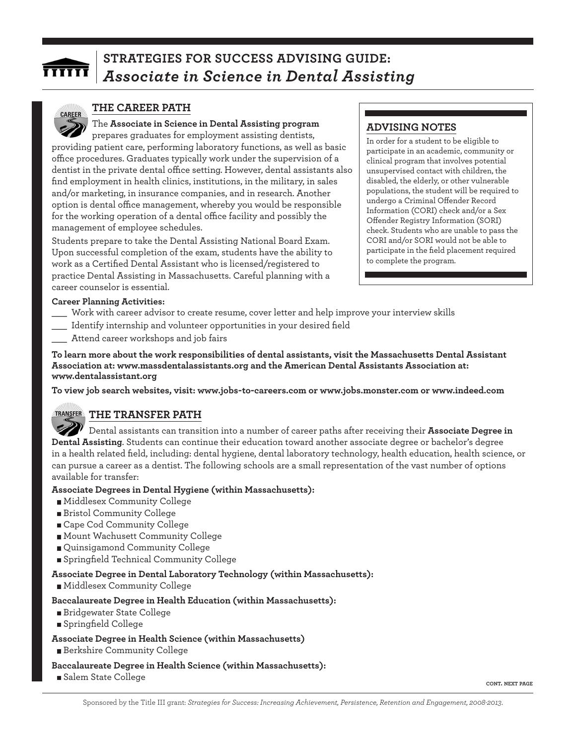# STRATEGIES FOR SUCCESS ADVISING GUIDE: *Associate in Science in Dental Assisting*

## THE CAREER PATH

The **Associate in Science in Dental Assisting program** prepares graduates for employment assisting dentists, providing patient care, performing laboratory functions, as well as basic office procedures. Graduates typically work under the supervision of a dentist in the private dental office setting. However, dental assistants also find employment in health clinics, institutions, in the military, in sales and/or marketing, in insurance companies, and in research. Another option is dental office management, whereby you would be responsible for the working operation of a dental office facility and possibly the management of employee schedules.

Students prepare to take the Dental Assisting National Board Exam. Upon successful completion of the exam, students have the ability to work as a Certified Dental Assistant who is licensed/registered to practice Dental Assisting in Massachusetts. Careful planning with a career counselor is essential.

### ADVISING NOTES

In order for a student to be eligible to participate in an academic, community or clinical program that involves potential unsupervised contact with children, the disabled, the elderly, or other vulnerable populations, the student will be required to undergo a Criminal Offender Record Information (CORI) check and/or a Sex Offender Registry Information (SORI) check. Students who are unable to pass the CORI and/or SORI would not be able to participate in the field placement required to complete the program.

**Career Planning Activities:**

- ___ Work with career advisor to create resume, cover letter and help improve your interview skills
- ___ Identify internship and volunteer opportunities in your desired field
- ___ Attend career workshops and job fairs

**To learn more about the work responsibilities of dental assistants, visit the Massachusetts Dental Assistant Association at: www.massdentalassistants.org and the American Dental Assistants Association at: www.dentalassistant.org**

**To view job search websites, visit: www.jobs-to-careers.com or www.jobs.monster.com or www.indeed.com**

## THE TRANSFER PATH

Dental assistants can transition into a number of career paths after receiving their **Associate Degree in Dental Assisting**. Students can continue their education toward another associate degree or bachelor's degree in a health related field, including: dental hygiene, dental laboratory technology, health education, health science, or can pursue a career as a dentist. The following schools are a small representation of the vast number of options available for transfer:

**Associate Degrees in Dental Hygiene (within Massachusetts):**

- Middlesex Community College
- Bristol Community College
- Cape Cod Community College
- Mount Wachusett Community College
- Quinsigamond Community College
- Springfield Technical Community College

**Associate Degree in Dental Laboratory Technology (within Massachusetts):**

- Middlesex Community College

**Baccalaureate Degree in Health Education (within Massachusetts):**

- Bridgewater State College
- Springfield College

**Associate Degree in Health Science (within Massachusetts)**

- Berkshire Community College

**Baccalaureate Degree in Health Science (within Massachusetts):**

- Salem State College

CONT. NEXT PAGE

Sponsored by the Title III grant: *Strategies for Success: Increasing Achievement, Persistence, Retention and Engagement, 2008-2013.*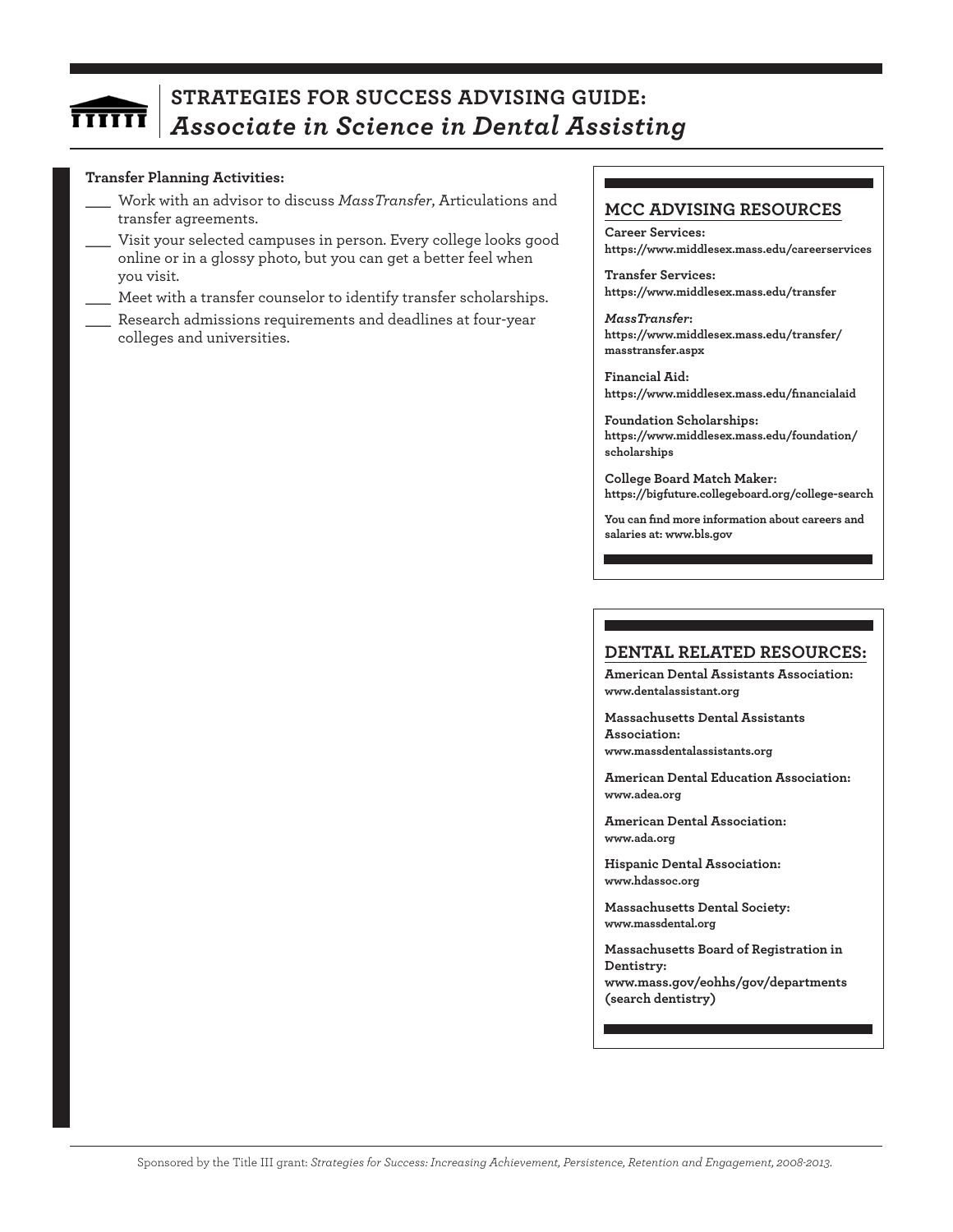# STRATEGIES FOR SUCCESS ADVISING GUIDE: *Associate in Science in Dental Assisting*

**Transfer Planning Activities:**

- ___ Work with an advisor to discuss *MassTransfer*, Articulations and transfer agreements.
- ___ Visit your selected campuses in person. Every college looks good online or in a glossy photo, but you can get a better feel when you visit.
- ___ Meet with a transfer counselor to identify transfer scholarships.
- ___ Research admissions requirements and deadlines at four-year colleges and universities.

## MCC ADVISING RESOURCES

**Career Services:**
**https://www.middlesex.mass.edu/careerservices**

**Transfer Services:**
**https://www.middlesex.mass.edu/transfer**

***MassTransfer*:**
**https://www.middlesex.mass.edu/transfer/masstransfer.aspx**

**Financial Aid:**
**https://www.middlesex.mass.edu/financialaid**

**Foundation Scholarships:**
**https://www.middlesex.mass.edu/foundation/scholarships**

**College Board Match Maker:**
**https://bigfuture.collegeboard.org/college-search**

**You can find more information about careers and salaries at: www.bls.gov**

## DENTAL RELATED RESOURCES:

**American Dental Assistants Association:**
**www.dentalassistant.org**

**Massachusetts Dental Assistants Association:**
**www.massdentalassistants.org**

**American Dental Education Association:**
**www.adea.org**

**American Dental Association:**
**www.ada.org**

**Hispanic Dental Association:**
**www.hdassoc.org**

**Massachusetts Dental Society:**
**www.massdental.org**

**Massachusetts Board of Registration in Dentistry:**
**www.mass.gov/eohhs/gov/departments (search dentistry)**

Sponsored by the Title III grant: *Strategies for Success: Increasing Achievement, Persistence, Retention and Engagement, 2008-2013.*